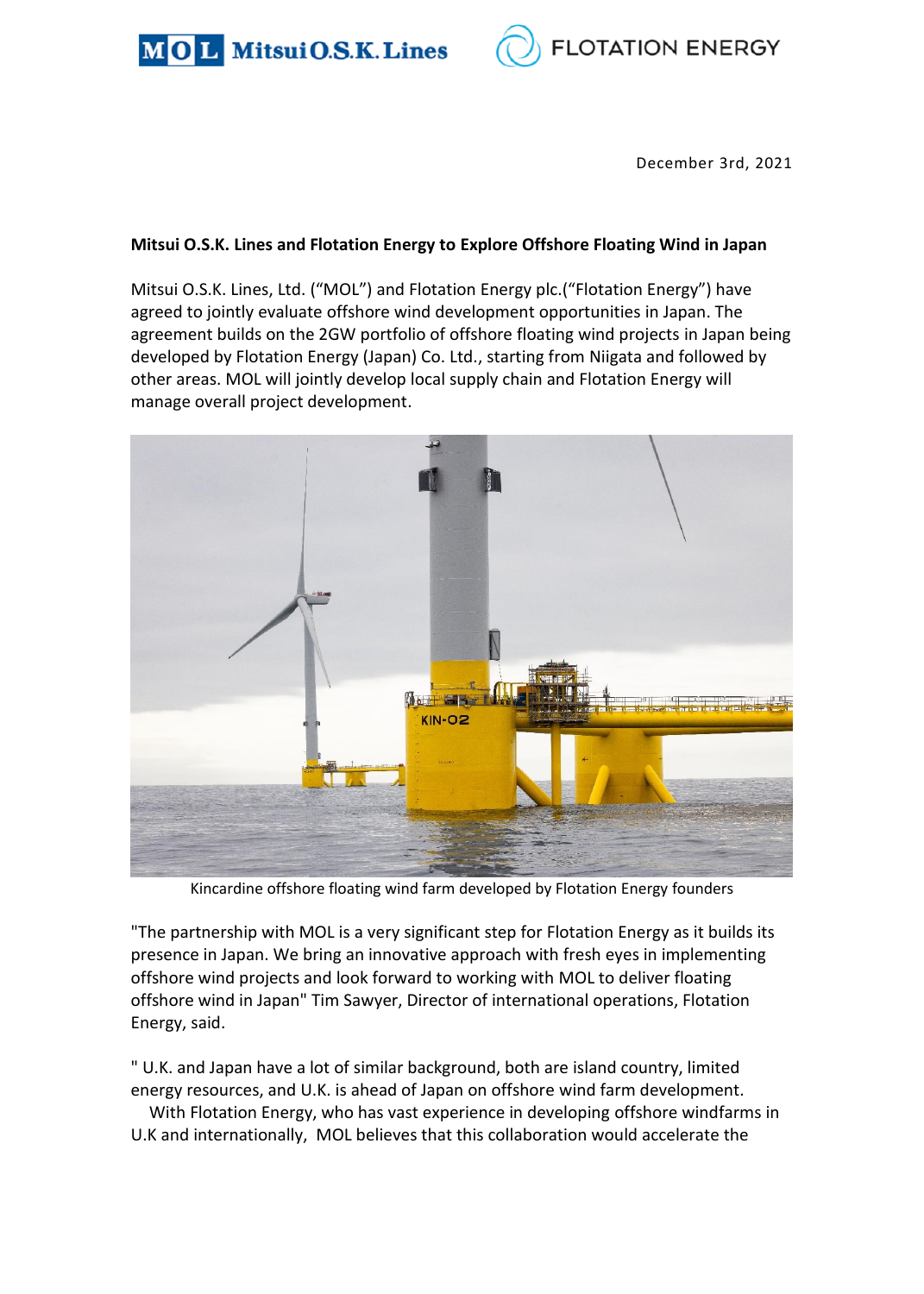December 3rd, 2021

**Mitsui O.S.K. Lines and Flotation Energy to Explore Offshore Floating Wind in Japan**

Mitsui O.S.K. Lines, Ltd. ("MOL") and Flotation Energy plc.("Flotation Energy") have agreed to jointly evaluate offshore wind development opportunities in Japan. The agreement builds on the 2GW portfolio of offshore floating wind projects in Japan being developed by Flotation Energy (Japan) Co. Ltd., starting from Niigata and followed by other areas. MOL will jointly develop local supply chain and Flotation Energy will manage overall project development.

Kincardine offshore floating wind farm developed by Flotation Energy founders

"The partnership with MOL is a very significant step for Flotation Energy as it builds its presence in Japan. We bring an innovative approach with fresh eyes in implementing offshore wind projects and look forward to working with MOL to deliver floating offshore wind in Japan" Tim Sawyer, Director of international operations, Flotation Energy, said.

" U.K. and Japan have a lot of similar background, both are island country, limited energy resources, and U.K. is ahead of Japan on offshore wind farm development.
With Flotation Energy, who has vast experience in developing offshore windfarms in U.K and internationally, MOL believes that this collaboration would accelerate the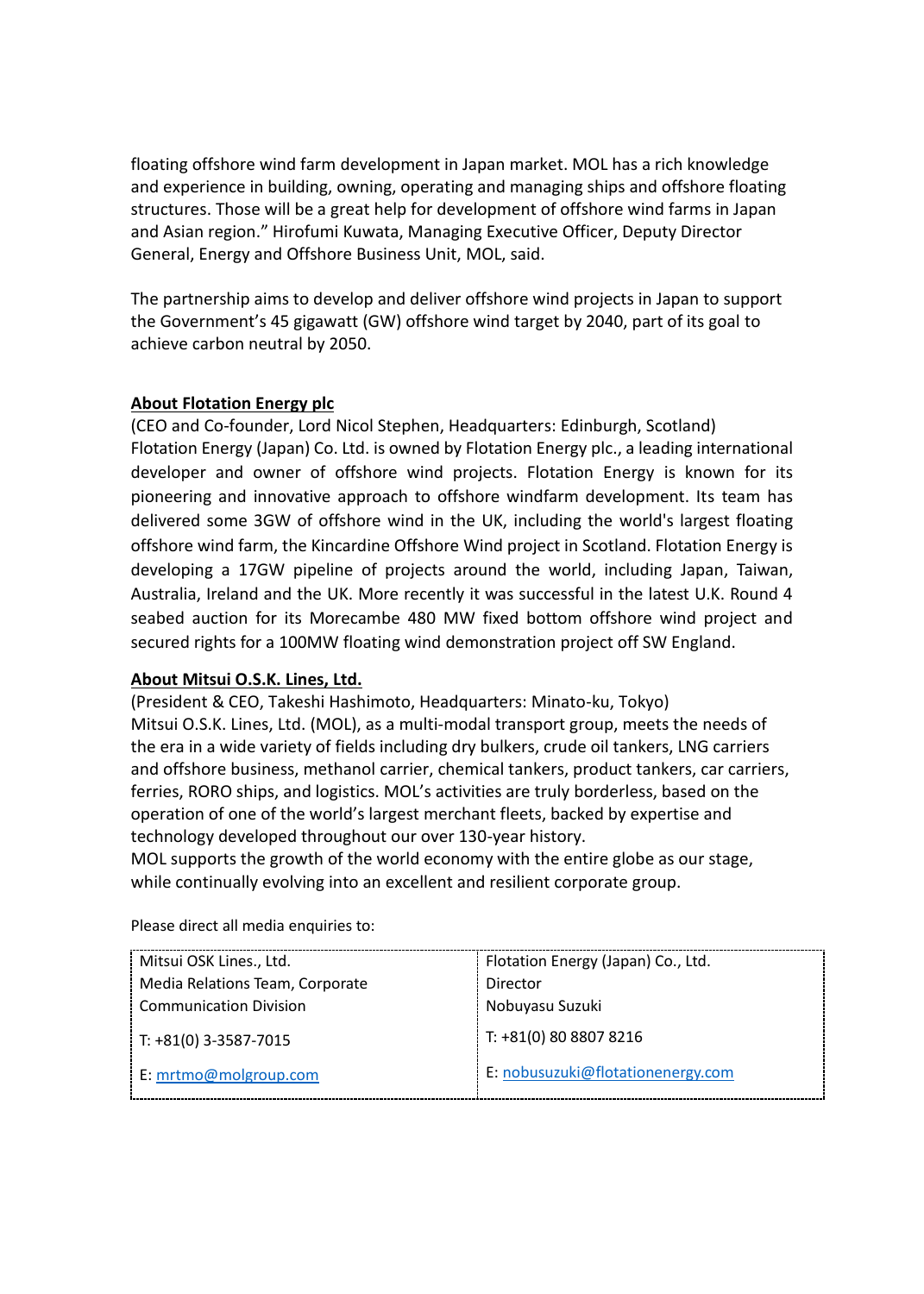floating offshore wind farm development in Japan market. MOL has a rich knowledge and experience in building, owning, operating and managing ships and offshore floating structures. Those will be a great help for development of offshore wind farms in Japan and Asian region." Hirofumi Kuwata, Managing Executive Officer, Deputy Director General, Energy and Offshore Business Unit, MOL, said.

The partnership aims to develop and deliver offshore wind projects in Japan to support the Government's 45 gigawatt (GW) offshore wind target by 2040, part of its goal to achieve carbon neutral by 2050.

**About Flotation Energy plc**

(CEO and Co-founder, Lord Nicol Stephen, Headquarters: Edinburgh, Scotland)
Flotation Energy (Japan) Co. Ltd. is owned by Flotation Energy plc., a leading international developer and owner of offshore wind projects. Flotation Energy is known for its pioneering and innovative approach to offshore windfarm development. Its team has delivered some 3GW of offshore wind in the UK, including the world's largest floating offshore wind farm, the Kincardine Offshore Wind project in Scotland. Flotation Energy is developing a 17GW pipeline of projects around the world, including Japan, Taiwan, Australia, Ireland and the UK. More recently it was successful in the latest U.K. Round 4 seabed auction for its Morecambe 480 MW fixed bottom offshore wind project and secured rights for a 100MW floating wind demonstration project off SW England.

**About Mitsui O.S.K. Lines, Ltd.**

(President & CEO, Takeshi Hashimoto, Headquarters: Minato-ku, Tokyo)
Mitsui O.S.K. Lines, Ltd. (MOL), as a multi-modal transport group, meets the needs of the era in a wide variety of fields including dry bulkers, crude oil tankers, LNG carriers and offshore business, methanol carrier, chemical tankers, product tankers, car carriers, ferries, RORO ships, and logistics. MOL's activities are truly borderless, based on the operation of one of the world's largest merchant fleets, backed by expertise and technology developed throughout our over 130-year history.
MOL supports the growth of the world economy with the entire globe as our stage, while continually evolving into an excellent and resilient corporate group.

Please direct all media enquiries to:

| | |
|---|---|
| Mitsui OSK Lines., Ltd.<br>Media Relations Team, Corporate Communication Division<br>T: +81(0) 3-3587-7015<br>E: mrtmo@molgroup.com | Flotation Energy (Japan) Co., Ltd.<br>Director<br>Nobuyasu Suzuki<br>T: +81(0) 80 8807 8216<br>E: nobusuzuki@flotationenergy.com |